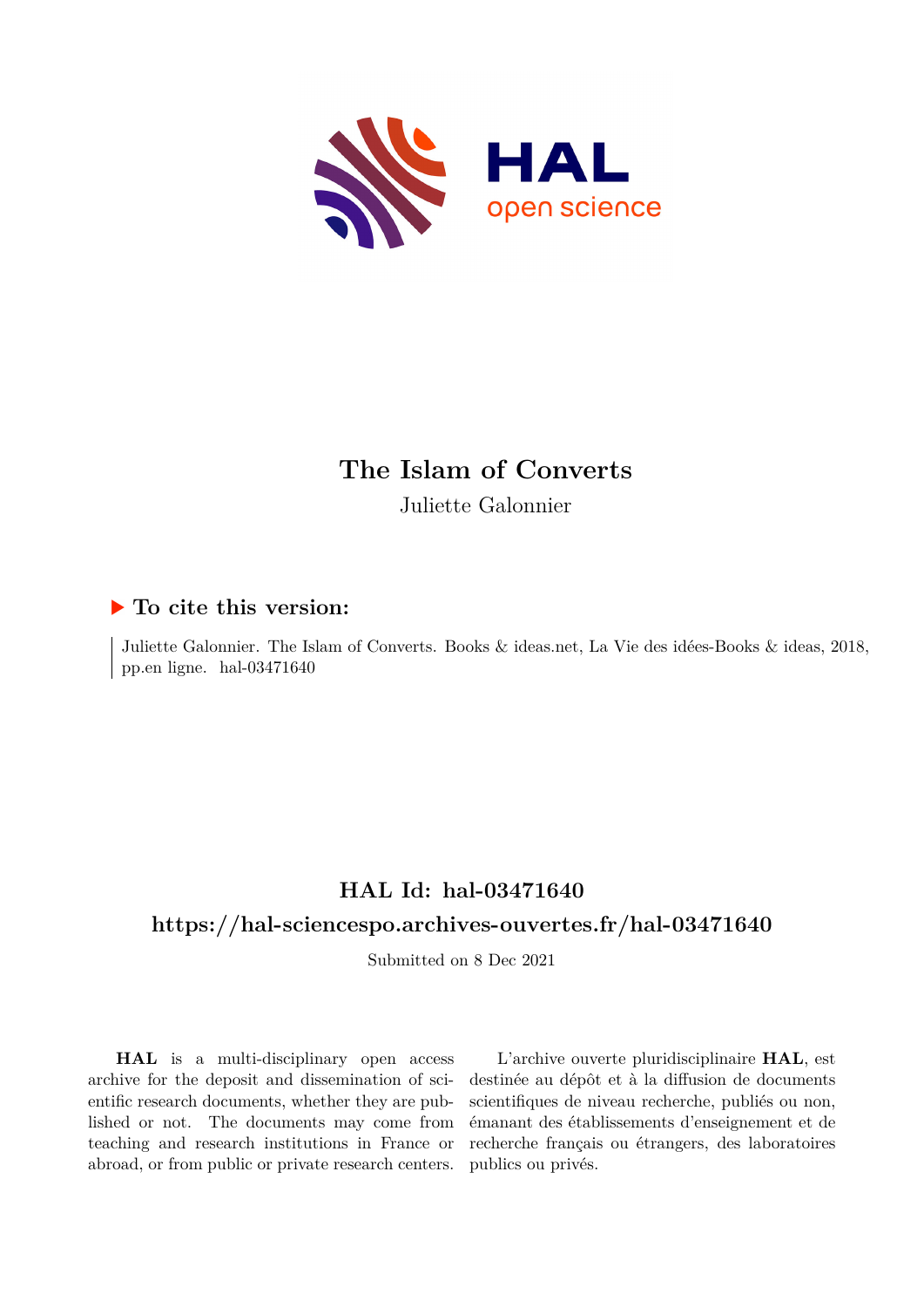# The Islam of Converts

Juliette Galonnier

## ▶ To cite this version:

Juliette Galonnier. The Islam of Converts. Books & ideas.net, La Vie des idées-Books & ideas, 2018, pp.en ligne. hal-03471640

## HAL Id: hal-03471640

## https://hal-sciencespo.archives-ouvertes.fr/hal-03471640

Submitted on 8 Dec 2021

**HAL** is a multi-disciplinary open access archive for the deposit and dissemination of scientific research documents, whether they are published or not. The documents may come from teaching and research institutions in France or abroad, or from public or private research centers.

L'archive ouverte pluridisciplinaire **HAL**, est destinée au dépôt et à la diffusion de documents scientifiques de niveau recherche, publiés ou non, émanant des établissements d'enseignement et de recherche français ou étrangers, des laboratoires publics ou privés.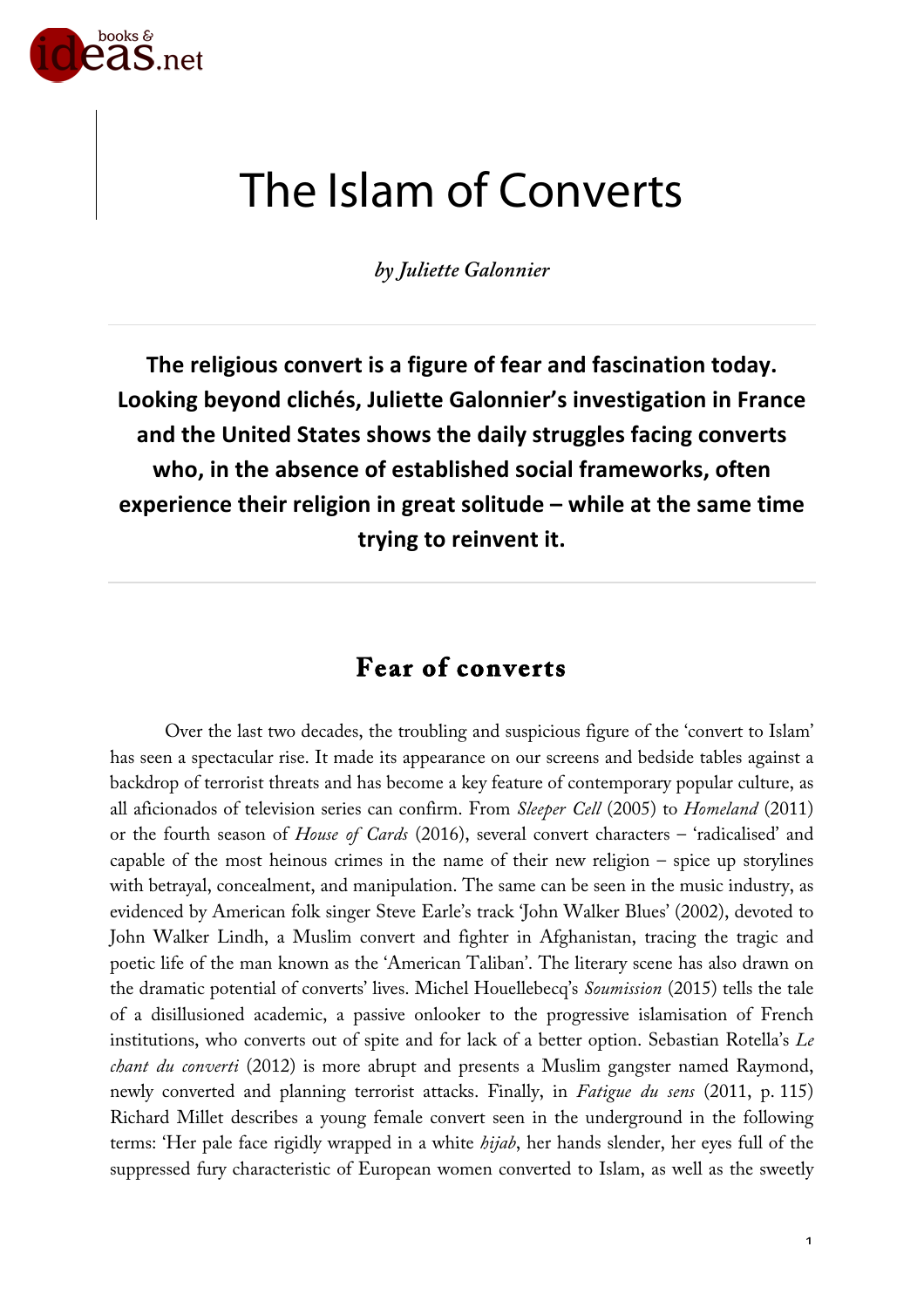# The Islam of Converts

*by Juliette Galonnier*

**The religious convert is a figure of fear and fascination today. Looking beyond clichés, Juliette Galonnier's investigation in France and the United States shows the daily struggles facing converts who, in the absence of established social frameworks, often experience their religion in great solitude – while at the same time trying to reinvent it.**

## Fear of converts

Over the last two decades, the troubling and suspicious figure of the 'convert to Islam' has seen a spectacular rise. It made its appearance on our screens and bedside tables against a backdrop of terrorist threats and has become a key feature of contemporary popular culture, as all aficionados of television series can confirm. From *Sleeper Cell* (2005) to *Homeland* (2011) or the fourth season of *House of Cards* (2016), several convert characters – 'radicalised' and capable of the most heinous crimes in the name of their new religion – spice up storylines with betrayal, concealment, and manipulation. The same can be seen in the music industry, as evidenced by American folk singer Steve Earle's track 'John Walker Blues' (2002), devoted to John Walker Lindh, a Muslim convert and fighter in Afghanistan, tracing the tragic and poetic life of the man known as the 'American Taliban'. The literary scene has also drawn on the dramatic potential of converts' lives. Michel Houellebecq's *Soumission* (2015) tells the tale of a disillusioned academic, a passive onlooker to the progressive islamisation of French institutions, who converts out of spite and for lack of a better option. Sebastian Rotella's *Le chant du converti* (2012) is more abrupt and presents a Muslim gangster named Raymond, newly converted and planning terrorist attacks. Finally, in *Fatigue du sens* (2011, p. 115) Richard Millet describes a young female convert seen in the underground in the following terms: 'Her pale face rigidly wrapped in a white *hijab*, her hands slender, her eyes full of the suppressed fury characteristic of European women converted to Islam, as well as the sweetly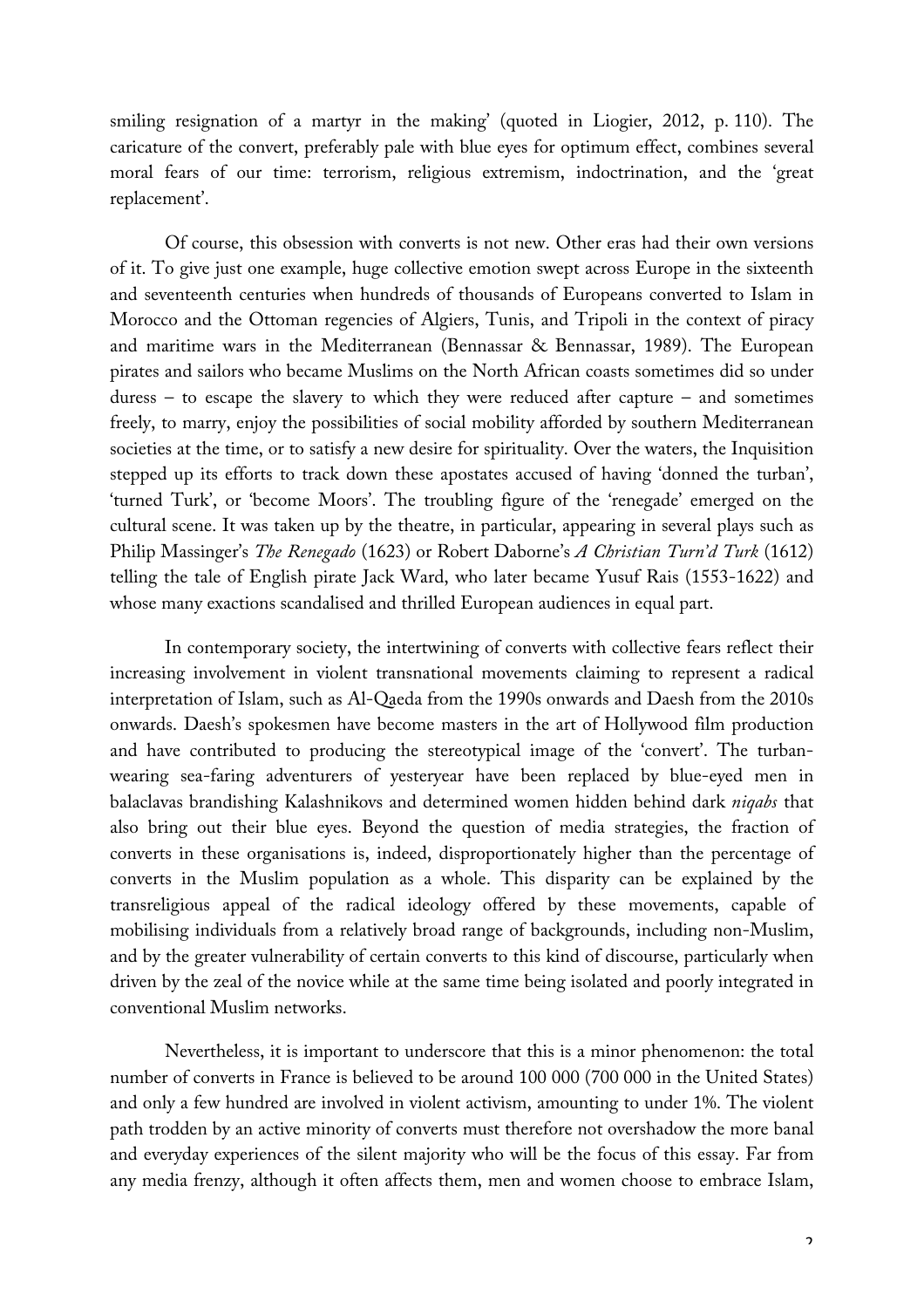smiling resignation of a martyr in the making' (quoted in Liogier, 2012, p. 110). The caricature of the convert, preferably pale with blue eyes for optimum effect, combines several moral fears of our time: terrorism, religious extremism, indoctrination, and the 'great replacement'.

Of course, this obsession with converts is not new. Other eras had their own versions of it. To give just one example, huge collective emotion swept across Europe in the sixteenth and seventeenth centuries when hundreds of thousands of Europeans converted to Islam in Morocco and the Ottoman regencies of Algiers, Tunis, and Tripoli in the context of piracy and maritime wars in the Mediterranean (Bennassar & Bennassar, 1989). The European pirates and sailors who became Muslims on the North African coasts sometimes did so under duress – to escape the slavery to which they were reduced after capture – and sometimes freely, to marry, enjoy the possibilities of social mobility afforded by southern Mediterranean societies at the time, or to satisfy a new desire for spirituality. Over the waters, the Inquisition stepped up its efforts to track down these apostates accused of having 'donned the turban', 'turned Turk', or 'become Moors'. The troubling figure of the 'renegade' emerged on the cultural scene. It was taken up by the theatre, in particular, appearing in several plays such as Philip Massinger's *The Renegado* (1623) or Robert Daborne's *A Christian Turn'd Turk* (1612) telling the tale of English pirate Jack Ward, who later became Yusuf Rais (1553-1622) and whose many exactions scandalised and thrilled European audiences in equal part.

In contemporary society, the intertwining of converts with collective fears reflect their increasing involvement in violent transnational movements claiming to represent a radical interpretation of Islam, such as Al-Qaeda from the 1990s onwards and Daesh from the 2010s onwards. Daesh's spokesmen have become masters in the art of Hollywood film production and have contributed to producing the stereotypical image of the 'convert'. The turban-wearing sea-faring adventurers of yesteryear have been replaced by blue-eyed men in balaclavas brandishing Kalashnikovs and determined women hidden behind dark *niqabs* that also bring out their blue eyes. Beyond the question of media strategies, the fraction of converts in these organisations is, indeed, disproportionately higher than the percentage of converts in the Muslim population as a whole. This disparity can be explained by the transreligious appeal of the radical ideology offered by these movements, capable of mobilising individuals from a relatively broad range of backgrounds, including non-Muslim, and by the greater vulnerability of certain converts to this kind of discourse, particularly when driven by the zeal of the novice while at the same time being isolated and poorly integrated in conventional Muslim networks.

Nevertheless, it is important to underscore that this is a minor phenomenon: the total number of converts in France is believed to be around 100 000 (700 000 in the United States) and only a few hundred are involved in violent activism, amounting to under 1%. The violent path trodden by an active minority of converts must therefore not overshadow the more banal and everyday experiences of the silent majority who will be the focus of this essay. Far from any media frenzy, although it often affects them, men and women choose to embrace Islam,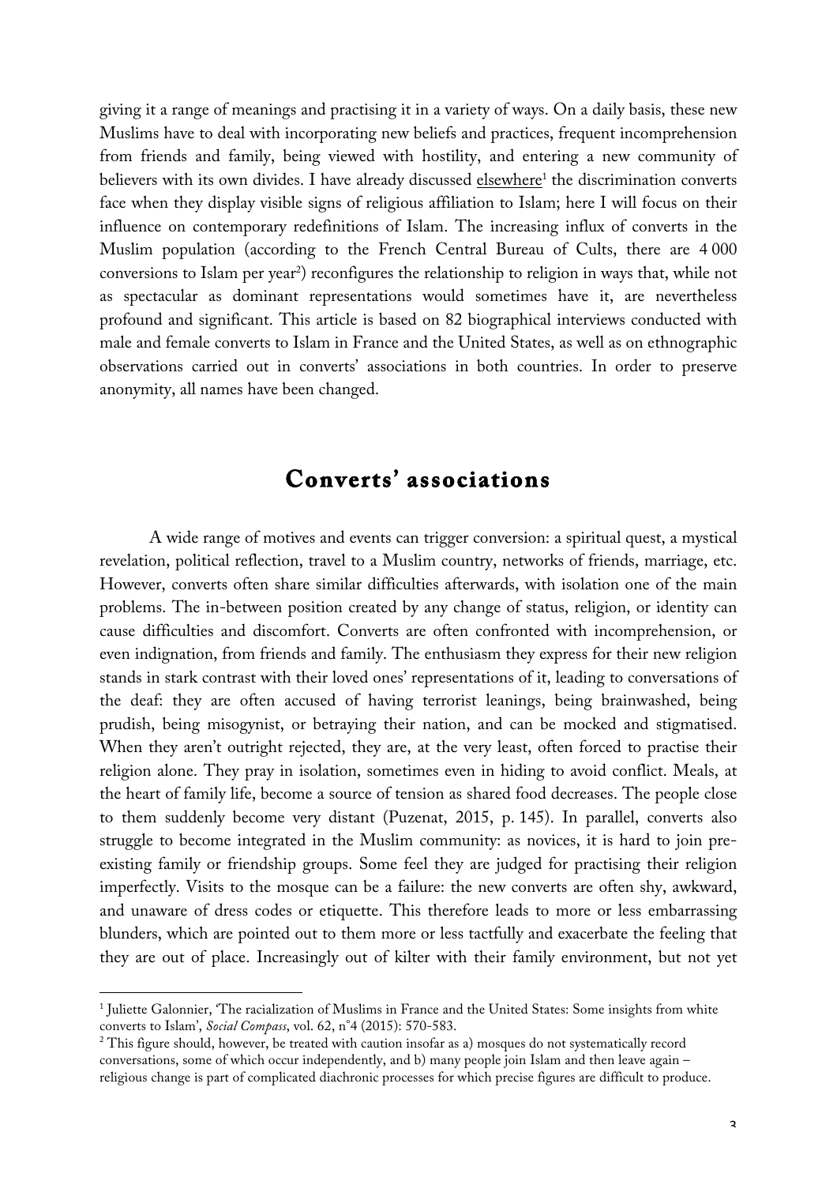giving it a range of meanings and practising it in a variety of ways. On a daily basis, these new Muslims have to deal with incorporating new beliefs and practices, frequent incomprehension from friends and family, being viewed with hostility, and entering a new community of believers with its own divides. I have already discussed elsewhere[1] the discrimination converts face when they display visible signs of religious affiliation to Islam; here I will focus on their influence on contemporary redefinitions of Islam. The increasing influx of converts in the Muslim population (according to the French Central Bureau of Cults, there are 4 000 conversions to Islam per year[2]) reconfigures the relationship to religion in ways that, while not as spectacular as dominant representations would sometimes have it, are nevertheless profound and significant. This article is based on 82 biographical interviews conducted with male and female converts to Islam in France and the United States, as well as on ethnographic observations carried out in converts' associations in both countries. In order to preserve anonymity, all names have been changed.

## Converts' associations

A wide range of motives and events can trigger conversion: a spiritual quest, a mystical revelation, political reflection, travel to a Muslim country, networks of friends, marriage, etc. However, converts often share similar difficulties afterwards, with isolation one of the main problems. The in-between position created by any change of status, religion, or identity can cause difficulties and discomfort. Converts are often confronted with incomprehension, or even indignation, from friends and family. The enthusiasm they express for their new religion stands in stark contrast with their loved ones' representations of it, leading to conversations of the deaf: they are often accused of having terrorist leanings, being brainwashed, being prudish, being misogynist, or betraying their nation, and can be mocked and stigmatised. When they aren't outright rejected, they are, at the very least, often forced to practise their religion alone. They pray in isolation, sometimes even in hiding to avoid conflict. Meals, at the heart of family life, become a source of tension as shared food decreases. The people close to them suddenly become very distant (Puzenat, 2015, p. 145). In parallel, converts also struggle to become integrated in the Muslim community: as novices, it is hard to join pre-existing family or friendship groups. Some feel they are judged for practising their religion imperfectly. Visits to the mosque can be a failure: the new converts are often shy, awkward, and unaware of dress codes or etiquette. This therefore leads to more or less embarrassing blunders, which are pointed out to them more or less tactfully and exacerbate the feeling that they are out of place. Increasingly out of kilter with their family environment, but not yet

---

[1] Juliette Galonnier, 'The racialization of Muslims in France and the United States: Some insights from white converts to Islam', *Social Compass*, vol. 62, n°4 (2015): 570-583.

[2] This figure should, however, be treated with caution insofar as a) mosques do not systematically record conversations, some of which occur independently, and b) many people join Islam and then leave again – religious change is part of complicated diachronic processes for which precise figures are difficult to produce.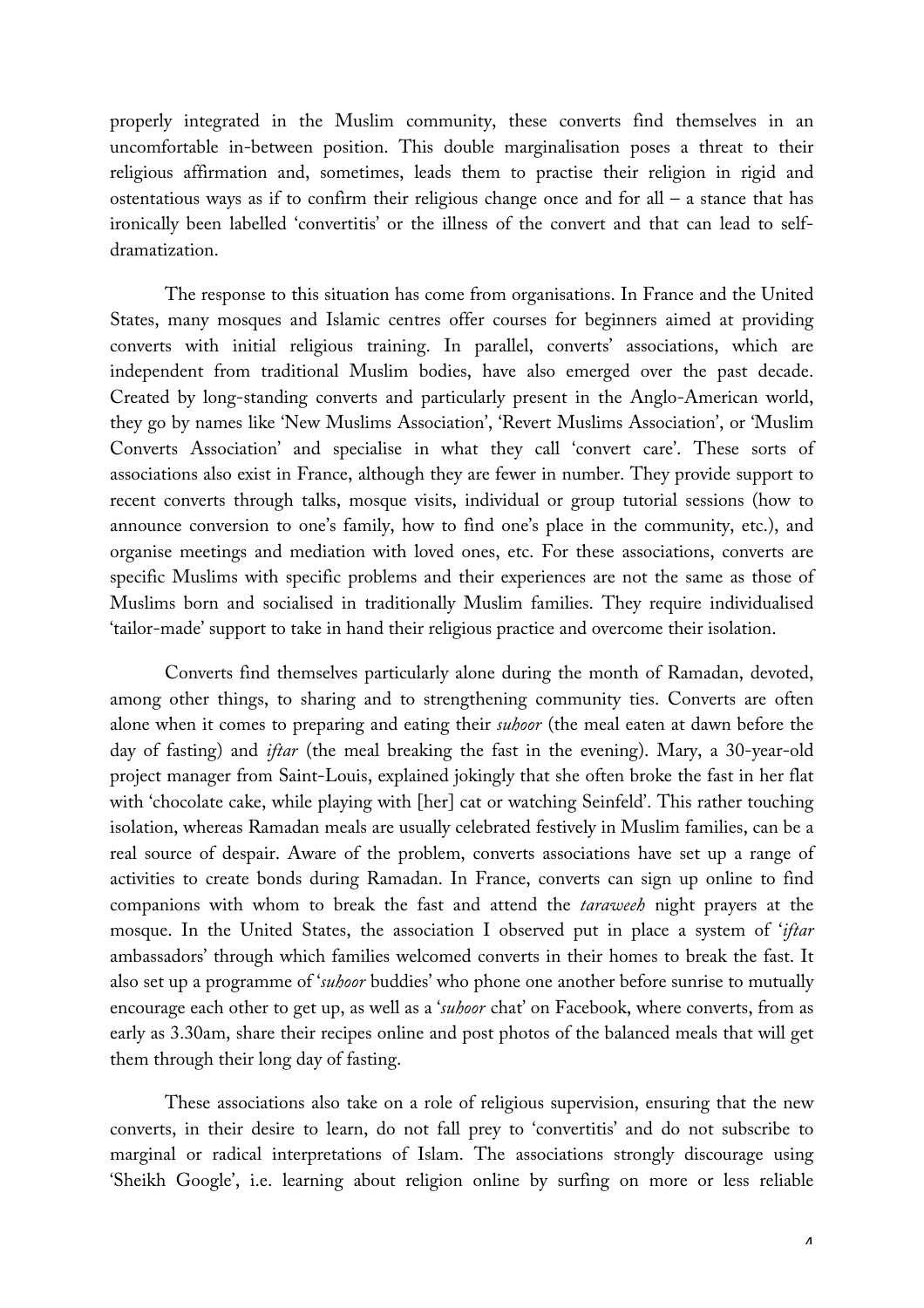properly integrated in the Muslim community, these converts find themselves in an uncomfortable in-between position. This double marginalisation poses a threat to their religious affirmation and, sometimes, leads them to practise their religion in rigid and ostentatious ways as if to confirm their religious change once and for all – a stance that has ironically been labelled 'convertitis' or the illness of the convert and that can lead to self-dramatization.

The response to this situation has come from organisations. In France and the United States, many mosques and Islamic centres offer courses for beginners aimed at providing converts with initial religious training. In parallel, converts' associations, which are independent from traditional Muslim bodies, have also emerged over the past decade. Created by long-standing converts and particularly present in the Anglo-American world, they go by names like 'New Muslims Association', 'Revert Muslims Association', or 'Muslim Converts Association' and specialise in what they call 'convert care'. These sorts of associations also exist in France, although they are fewer in number. They provide support to recent converts through talks, mosque visits, individual or group tutorial sessions (how to announce conversion to one's family, how to find one's place in the community, etc.), and organise meetings and mediation with loved ones, etc. For these associations, converts are specific Muslims with specific problems and their experiences are not the same as those of Muslims born and socialised in traditionally Muslim families. They require individualised 'tailor-made' support to take in hand their religious practice and overcome their isolation.

Converts find themselves particularly alone during the month of Ramadan, devoted, among other things, to sharing and to strengthening community ties. Converts are often alone when it comes to preparing and eating their *suhoor* (the meal eaten at dawn before the day of fasting) and *iftar* (the meal breaking the fast in the evening). Mary, a 30-year-old project manager from Saint-Louis, explained jokingly that she often broke the fast in her flat with 'chocolate cake, while playing with [her] cat or watching Seinfeld'. This rather touching isolation, whereas Ramadan meals are usually celebrated festively in Muslim families, can be a real source of despair. Aware of the problem, converts associations have set up a range of activities to create bonds during Ramadan. In France, converts can sign up online to find companions with whom to break the fast and attend the *taraweeh* night prayers at the mosque. In the United States, the association I observed put in place a system of '*iftar* ambassadors' through which families welcomed converts in their homes to break the fast. It also set up a programme of '*suhoor* buddies' who phone one another before sunrise to mutually encourage each other to get up, as well as a '*suhoor* chat' on Facebook, where converts, from as early as 3.30am, share their recipes online and post photos of the balanced meals that will get them through their long day of fasting.

These associations also take on a role of religious supervision, ensuring that the new converts, in their desire to learn, do not fall prey to 'convertitis' and do not subscribe to marginal or radical interpretations of Islam. The associations strongly discourage using 'Sheikh Google', i.e. learning about religion online by surfing on more or less reliable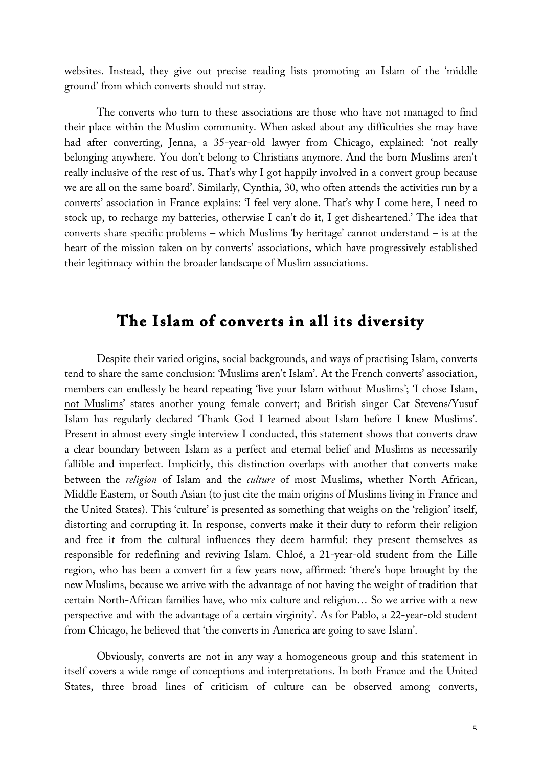websites. Instead, they give out precise reading lists promoting an Islam of the 'middle ground' from which converts should not stray.

The converts who turn to these associations are those who have not managed to find their place within the Muslim community. When asked about any difficulties she may have had after converting, Jenna, a 35-year-old lawyer from Chicago, explained: 'not really belonging anywhere. You don't belong to Christians anymore. And the born Muslims aren't really inclusive of the rest of us. That's why I got happily involved in a convert group because we are all on the same board'. Similarly, Cynthia, 30, who often attends the activities run by a converts' association in France explains: 'I feel very alone. That's why I come here, I need to stock up, to recharge my batteries, otherwise I can't do it, I get disheartened.' The idea that converts share specific problems – which Muslims 'by heritage' cannot understand – is at the heart of the mission taken on by converts' associations, which have progressively established their legitimacy within the broader landscape of Muslim associations.

## The Islam of converts in all its diversity

Despite their varied origins, social backgrounds, and ways of practising Islam, converts tend to share the same conclusion: 'Muslims aren't Islam'. At the French converts' association, members can endlessly be heard repeating 'live your Islam without Muslims'; 'I chose Islam, not Muslims' states another young female convert; and British singer Cat Stevens/Yusuf Islam has regularly declared 'Thank God I learned about Islam before I knew Muslims'. Present in almost every single interview I conducted, this statement shows that converts draw a clear boundary between Islam as a perfect and eternal belief and Muslims as necessarily fallible and imperfect. Implicitly, this distinction overlaps with another that converts make between the *religion* of Islam and the *culture* of most Muslims, whether North African, Middle Eastern, or South Asian (to just cite the main origins of Muslims living in France and the United States). This 'culture' is presented as something that weighs on the 'religion' itself, distorting and corrupting it. In response, converts make it their duty to reform their religion and free it from the cultural influences they deem harmful: they present themselves as responsible for redefining and reviving Islam. Chloé, a 21-year-old student from the Lille region, who has been a convert for a few years now, affirmed: 'there's hope brought by the new Muslims, because we arrive with the advantage of not having the weight of tradition that certain North-African families have, who mix culture and religion… So we arrive with a new perspective and with the advantage of a certain virginity'. As for Pablo, a 22-year-old student from Chicago, he believed that 'the converts in America are going to save Islam'.

Obviously, converts are not in any way a homogeneous group and this statement in itself covers a wide range of conceptions and interpretations. In both France and the United States, three broad lines of criticism of culture can be observed among converts,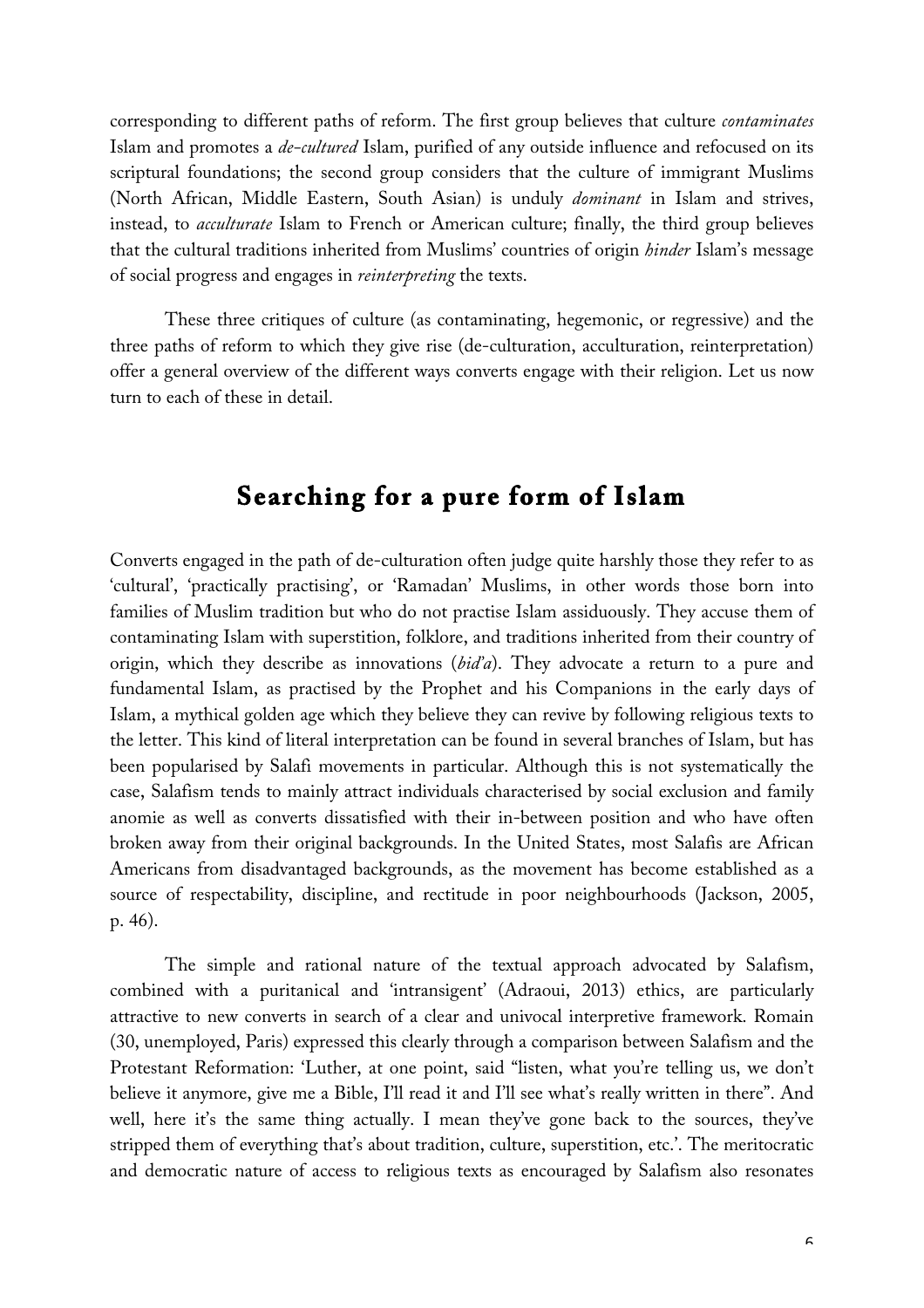corresponding to different paths of reform. The first group believes that culture *contaminates* Islam and promotes a *de-cultured* Islam, purified of any outside influence and refocused on its scriptural foundations; the second group considers that the culture of immigrant Muslims (North African, Middle Eastern, South Asian) is unduly *dominant* in Islam and strives, instead, to *acculturate* Islam to French or American culture; finally, the third group believes that the cultural traditions inherited from Muslims' countries of origin *hinder* Islam's message of social progress and engages in *reinterpreting* the texts.

These three critiques of culture (as contaminating, hegemonic, or regressive) and the three paths of reform to which they give rise (de-culturation, acculturation, reinterpretation) offer a general overview of the different ways converts engage with their religion. Let us now turn to each of these in detail.

## Searching for a pure form of Islam

Converts engaged in the path of de-culturation often judge quite harshly those they refer to as 'cultural', 'practically practising', or 'Ramadan' Muslims, in other words those born into families of Muslim tradition but who do not practise Islam assiduously. They accuse them of contaminating Islam with superstition, folklore, and traditions inherited from their country of origin, which they describe as innovations (*bid'a*). They advocate a return to a pure and fundamental Islam, as practised by the Prophet and his Companions in the early days of Islam, a mythical golden age which they believe they can revive by following religious texts to the letter. This kind of literal interpretation can be found in several branches of Islam, but has been popularised by Salafi movements in particular. Although this is not systematically the case, Salafism tends to mainly attract individuals characterised by social exclusion and family anomie as well as converts dissatisfied with their in-between position and who have often broken away from their original backgrounds. In the United States, most Salafis are African Americans from disadvantaged backgrounds, as the movement has become established as a source of respectability, discipline, and rectitude in poor neighbourhoods (Jackson, 2005, p. 46).

The simple and rational nature of the textual approach advocated by Salafism, combined with a puritanical and 'intransigent' (Adraoui, 2013) ethics, are particularly attractive to new converts in search of a clear and univocal interpretive framework. Romain (30, unemployed, Paris) expressed this clearly through a comparison between Salafism and the Protestant Reformation: 'Luther, at one point, said "listen, what you're telling us, we don't believe it anymore, give me a Bible, I'll read it and I'll see what's really written in there". And well, here it's the same thing actually. I mean they've gone back to the sources, they've stripped them of everything that's about tradition, culture, superstition, etc.'. The meritocratic and democratic nature of access to religious texts as encouraged by Salafism also resonates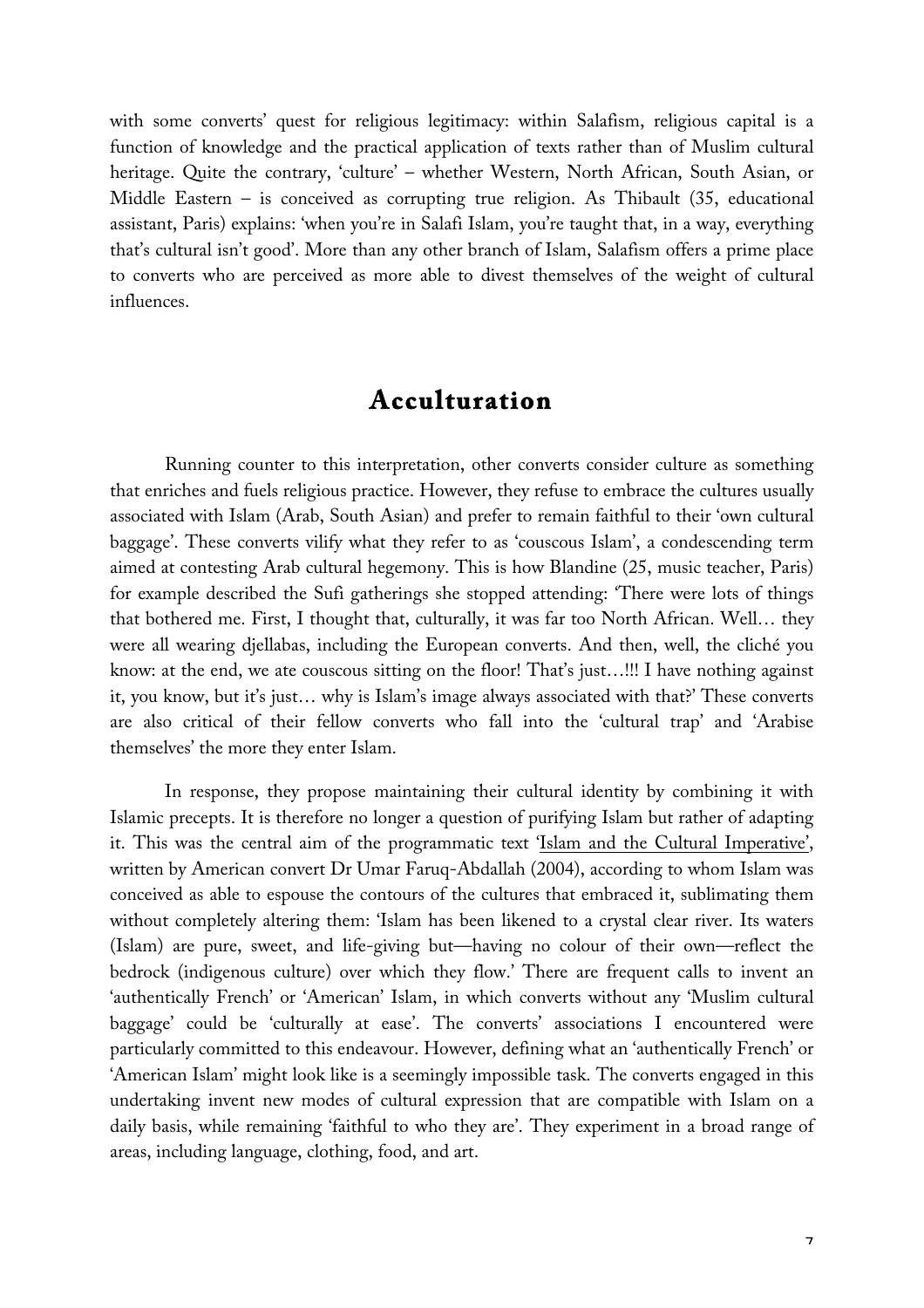with some converts' quest for religious legitimacy: within Salafism, religious capital is a function of knowledge and the practical application of texts rather than of Muslim cultural heritage. Quite the contrary, 'culture' – whether Western, North African, South Asian, or Middle Eastern – is conceived as corrupting true religion. As Thibault (35, educational assistant, Paris) explains: 'when you're in Salafi Islam, you're taught that, in a way, everything that's cultural isn't good'. More than any other branch of Islam, Salafism offers a prime place to converts who are perceived as more able to divest themselves of the weight of cultural influences.

## Acculturation

Running counter to this interpretation, other converts consider culture as something that enriches and fuels religious practice. However, they refuse to embrace the cultures usually associated with Islam (Arab, South Asian) and prefer to remain faithful to their 'own cultural baggage'. These converts vilify what they refer to as 'couscous Islam', a condescending term aimed at contesting Arab cultural hegemony. This is how Blandine (25, music teacher, Paris) for example described the Sufi gatherings she stopped attending: 'There were lots of things that bothered me. First, I thought that, culturally, it was far too North African. Well… they were all wearing djellabas, including the European converts. And then, well, the cliché you know: at the end, we ate couscous sitting on the floor! That's just…!!! I have nothing against it, you know, but it's just… why is Islam's image always associated with that?' These converts are also critical of their fellow converts who fall into the 'cultural trap' and 'Arabise themselves' the more they enter Islam.

In response, they propose maintaining their cultural identity by combining it with Islamic precepts. It is therefore no longer a question of purifying Islam but rather of adapting it. This was the central aim of the programmatic text 'Islam and the Cultural Imperative', written by American convert Dr Umar Faruq-Abdallah (2004), according to whom Islam was conceived as able to espouse the contours of the cultures that embraced it, sublimating them without completely altering them: 'Islam has been likened to a crystal clear river. Its waters (Islam) are pure, sweet, and life-giving but—having no colour of their own—reflect the bedrock (indigenous culture) over which they flow.' There are frequent calls to invent an 'authentically French' or 'American' Islam, in which converts without any 'Muslim cultural baggage' could be 'culturally at ease'. The converts' associations I encountered were particularly committed to this endeavour. However, defining what an 'authentically French' or 'American Islam' might look like is a seemingly impossible task. The converts engaged in this undertaking invent new modes of cultural expression that are compatible with Islam on a daily basis, while remaining 'faithful to who they are'. They experiment in a broad range of areas, including language, clothing, food, and art.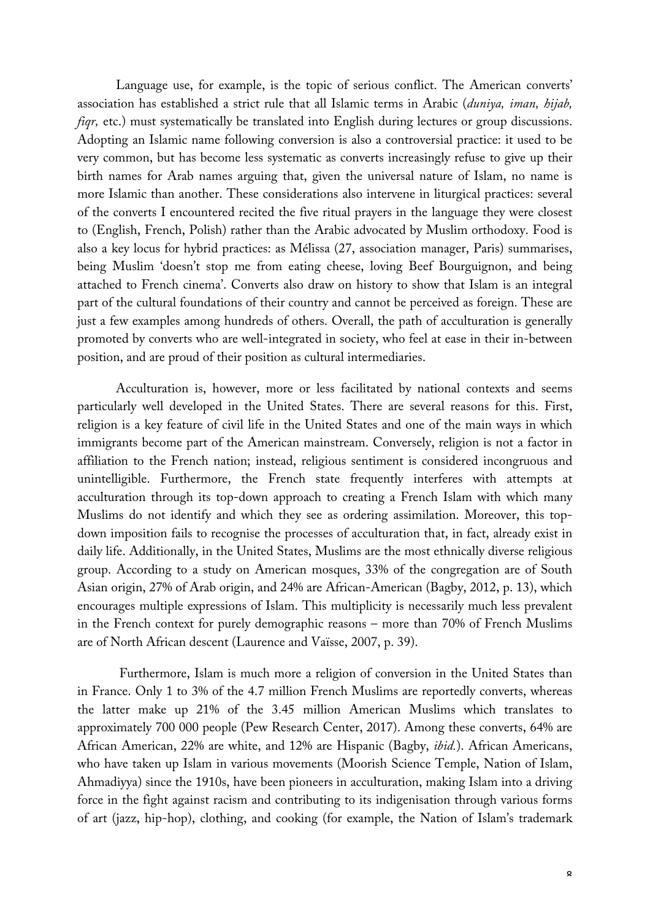Language use, for example, is the topic of serious conflict. The American converts' association has established a strict rule that all Islamic terms in Arabic (*duniya, iman, hijab, fiqr,* etc.) must systematically be translated into English during lectures or group discussions. Adopting an Islamic name following conversion is also a controversial practice: it used to be very common, but has become less systematic as converts increasingly refuse to give up their birth names for Arab names arguing that, given the universal nature of Islam, no name is more Islamic than another. These considerations also intervene in liturgical practices: several of the converts I encountered recited the five ritual prayers in the language they were closest to (English, French, Polish) rather than the Arabic advocated by Muslim orthodoxy. Food is also a key locus for hybrid practices: as Mélissa (27, association manager, Paris) summarises, being Muslim 'doesn't stop me from eating cheese, loving Beef Bourguignon, and being attached to French cinema'. Converts also draw on history to show that Islam is an integral part of the cultural foundations of their country and cannot be perceived as foreign. These are just a few examples among hundreds of others. Overall, the path of acculturation is generally promoted by converts who are well-integrated in society, who feel at ease in their in-between position, and are proud of their position as cultural intermediaries.

Acculturation is, however, more or less facilitated by national contexts and seems particularly well developed in the United States. There are several reasons for this. First, religion is a key feature of civil life in the United States and one of the main ways in which immigrants become part of the American mainstream. Conversely, religion is not a factor in affiliation to the French nation; instead, religious sentiment is considered incongruous and unintelligible. Furthermore, the French state frequently interferes with attempts at acculturation through its top-down approach to creating a French Islam with which many Muslims do not identify and which they see as ordering assimilation. Moreover, this top-down imposition fails to recognise the processes of acculturation that, in fact, already exist in daily life. Additionally, in the United States, Muslims are the most ethnically diverse religious group. According to a study on American mosques, 33% of the congregation are of South Asian origin, 27% of Arab origin, and 24% are African-American (Bagby, 2012, p. 13), which encourages multiple expressions of Islam. This multiplicity is necessarily much less prevalent in the French context for purely demographic reasons – more than 70% of French Muslims are of North African descent (Laurence and Vaïsse, 2007, p. 39).

Furthermore, Islam is much more a religion of conversion in the United States than in France. Only 1 to 3% of the 4.7 million French Muslims are reportedly converts, whereas the latter make up 21% of the 3.45 million American Muslims which translates to approximately 700 000 people (Pew Research Center, 2017). Among these converts, 64% are African American, 22% are white, and 12% are Hispanic (Bagby, *ibid.*). African Americans, who have taken up Islam in various movements (Moorish Science Temple, Nation of Islam, Ahmadiyya) since the 1910s, have been pioneers in acculturation, making Islam into a driving force in the fight against racism and contributing to its indigenisation through various forms of art (jazz, hip-hop), clothing, and cooking (for example, the Nation of Islam's trademark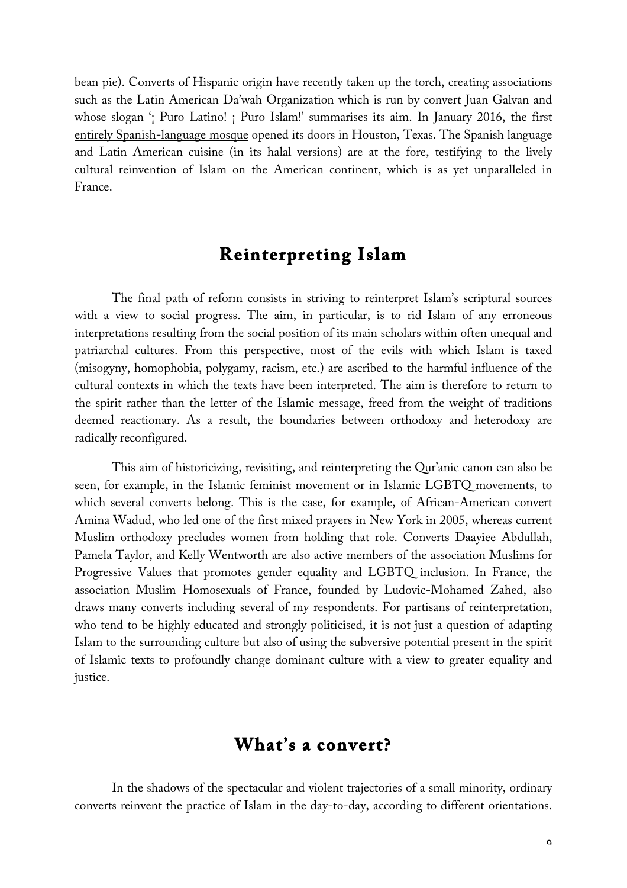bean pie). Converts of Hispanic origin have recently taken up the torch, creating associations such as the Latin American Da'wah Organization which is run by convert Juan Galvan and whose slogan '¡ Puro Latino! ¡ Puro Islam!' summarises its aim. In January 2016, the first entirely Spanish-language mosque opened its doors in Houston, Texas. The Spanish language and Latin American cuisine (in its halal versions) are at the fore, testifying to the lively cultural reinvention of Islam on the American continent, which is as yet unparalleled in France.

## Reinterpreting Islam

The final path of reform consists in striving to reinterpret Islam's scriptural sources with a view to social progress. The aim, in particular, is to rid Islam of any erroneous interpretations resulting from the social position of its main scholars within often unequal and patriarchal cultures. From this perspective, most of the evils with which Islam is taxed (misogyny, homophobia, polygamy, racism, etc.) are ascribed to the harmful influence of the cultural contexts in which the texts have been interpreted. The aim is therefore to return to the spirit rather than the letter of the Islamic message, freed from the weight of traditions deemed reactionary. As a result, the boundaries between orthodoxy and heterodoxy are radically reconfigured.

This aim of historicizing, revisiting, and reinterpreting the Qur'anic canon can also be seen, for example, in the Islamic feminist movement or in Islamic LGBTQ movements, to which several converts belong. This is the case, for example, of African-American convert Amina Wadud, who led one of the first mixed prayers in New York in 2005, whereas current Muslim orthodoxy precludes women from holding that role. Converts Daayiee Abdullah, Pamela Taylor, and Kelly Wentworth are also active members of the association Muslims for Progressive Values that promotes gender equality and LGBTQ inclusion. In France, the association Muslim Homosexuals of France, founded by Ludovic-Mohamed Zahed, also draws many converts including several of my respondents. For partisans of reinterpretation, who tend to be highly educated and strongly politicised, it is not just a question of adapting Islam to the surrounding culture but also of using the subversive potential present in the spirit of Islamic texts to profoundly change dominant culture with a view to greater equality and justice.

## What's a convert?

In the shadows of the spectacular and violent trajectories of a small minority, ordinary converts reinvent the practice of Islam in the day-to-day, according to different orientations.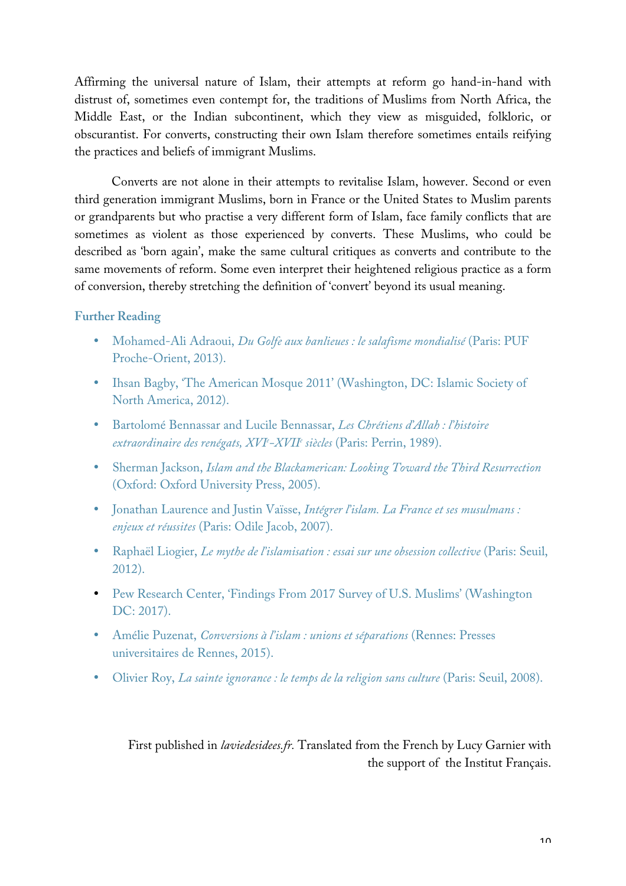Affirming the universal nature of Islam, their attempts at reform go hand-in-hand with distrust of, sometimes even contempt for, the traditions of Muslims from North Africa, the Middle East, or the Indian subcontinent, which they view as misguided, folkloric, or obscurantist. For converts, constructing their own Islam therefore sometimes entails reifying the practices and beliefs of immigrant Muslims.

Converts are not alone in their attempts to revitalise Islam, however. Second or even third generation immigrant Muslims, born in France or the United States to Muslim parents or grandparents but who practise a very different form of Islam, face family conflicts that are sometimes as violent as those experienced by converts. These Muslims, who could be described as 'born again', make the same cultural critiques as converts and contribute to the same movements of reform. Some even interpret their heightened religious practice as a form of conversion, thereby stretching the definition of 'convert' beyond its usual meaning.

### Further Reading

- Mohamed-Ali Adraoui, *Du Golfe aux banlieues : le salafisme mondialisé* (Paris: PUF Proche-Orient, 2013).
- Ihsan Bagby, 'The American Mosque 2011' (Washington, DC: Islamic Society of North America, 2012).
- Bartolomé Bennassar and Lucile Bennassar, *Les Chrétiens d'Allah : l'histoire extraordinaire des renégats, XVI*e*-XVII*e *siècles* (Paris: Perrin, 1989).
- Sherman Jackson, *Islam and the Blackamerican: Looking Toward the Third Resurrection* (Oxford: Oxford University Press, 2005).
- Jonathan Laurence and Justin Vaïsse, *Intégrer l'islam. La France et ses musulmans : enjeux et réussites* (Paris: Odile Jacob, 2007).
- Raphaël Liogier, *Le mythe de l'islamisation : essai sur une obsession collective* (Paris: Seuil, 2012).
- Pew Research Center, 'Findings From 2017 Survey of U.S. Muslims' (Washington DC: 2017).
- Amélie Puzenat, *Conversions à l'islam : unions et séparations* (Rennes: Presses universitaires de Rennes, 2015).
- Olivier Roy, *La sainte ignorance : le temps de la religion sans culture* (Paris: Seuil, 2008).

First published in *laviedesidees.fr.* Translated from the French by Lucy Garnier with the support of the Institut Français.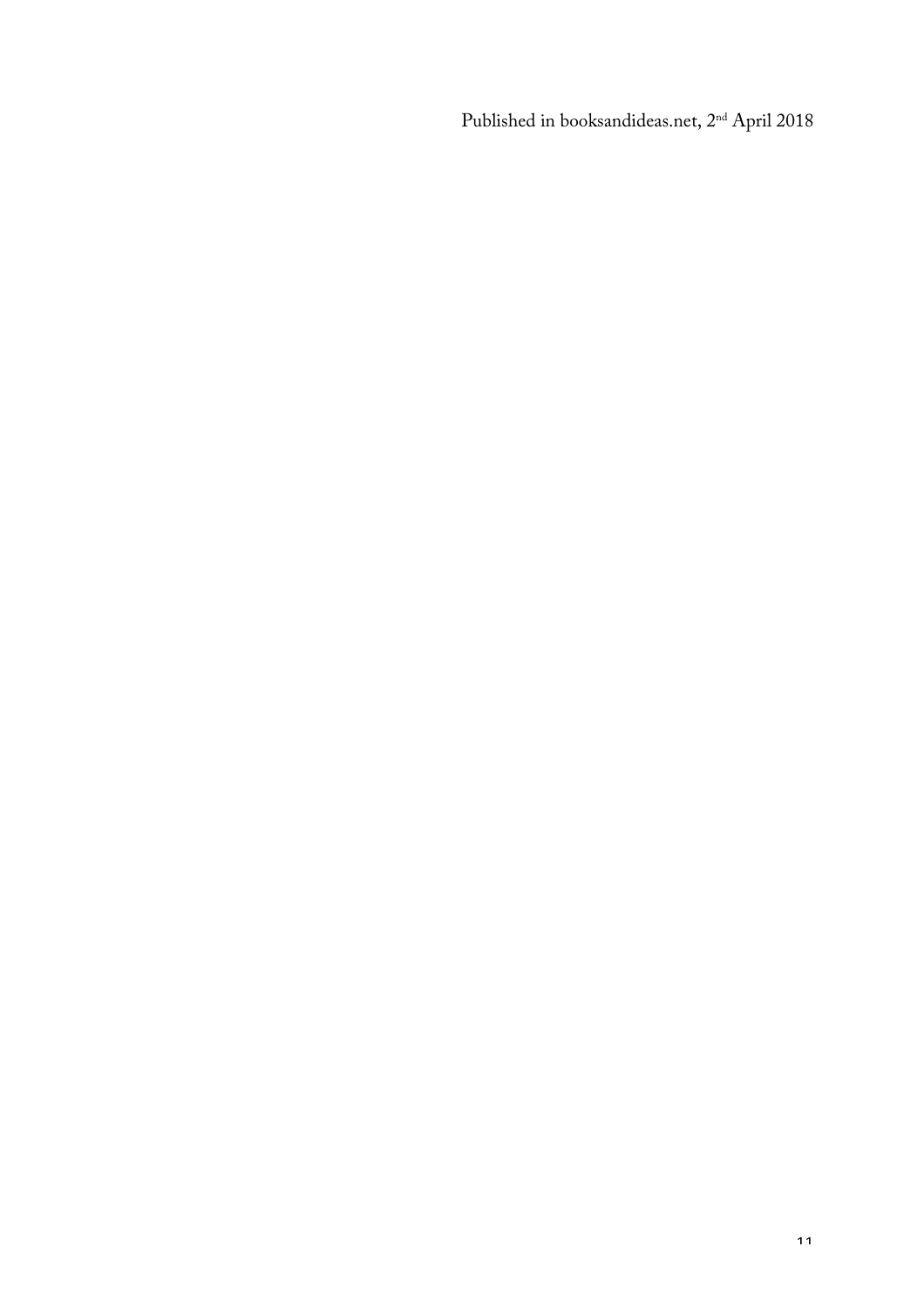Published in booksandideas.net, 2nd April 2018